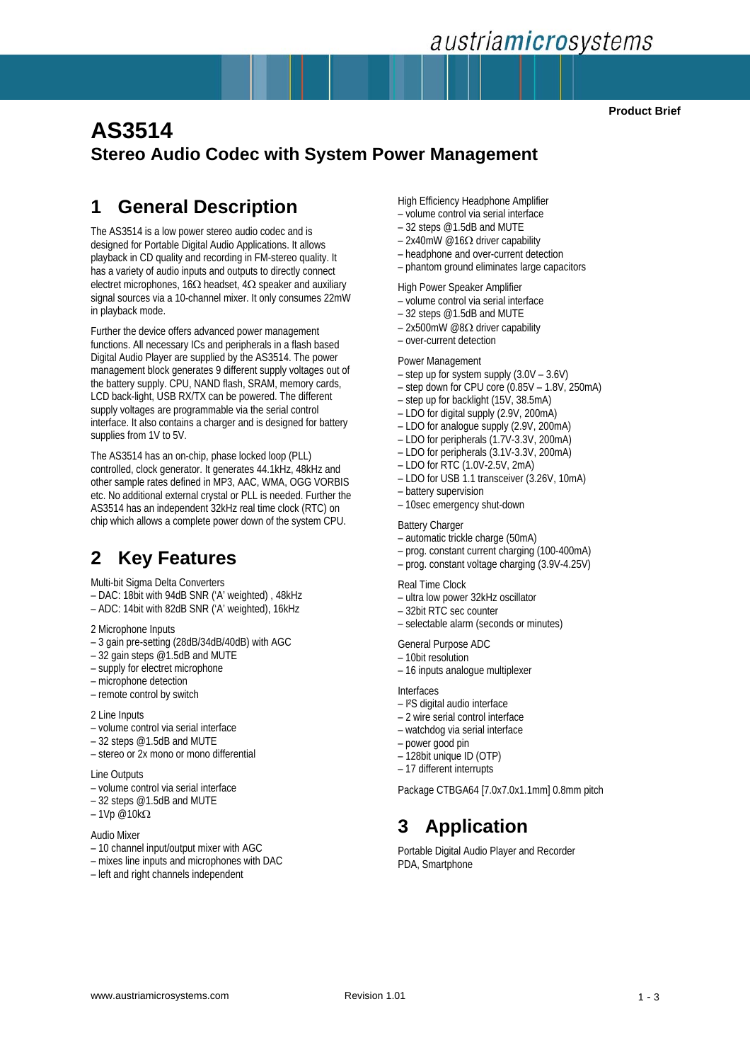Product Brief

# AS3514

## Stereo Audio Codec with System Power Management

## 1 General Description

The AS3514 is a low power stereo audio codec and is designed for Portable Digital Audio Applications. It allows playback in CD quality and recording in FM-stereo quality. It has a variety of audio inputs and outputs to directly connect electret microphones, 16Ω headset, 4Ω speaker and auxiliary signal sources via a 10-channel mixer. It only consumes 22mW in playback mode.

Further the device offers advanced power management functions. All necessary ICs and peripherals in a flash based Digital Audio Player are supplied by the AS3514. The power management block generates 9 different supply voltages out of the battery supply. CPU, NAND flash, SRAM, memory cards, LCD back-light, USB RX/TX can be powered. The different supply voltages are programmable via the serial control interface. It also contains a charger and is designed for battery supplies from 1V to 5V.

The AS3514 has an on-chip, phase locked loop (PLL) controlled, clock generator. It generates 44.1kHz, 48kHz and other sample rates defined in MP3, AAC, WMA, OGG VORBIS etc. No additional external crystal or PLL is needed. Further the AS3514 has an independent 32kHz real time clock (RTC) on chip which allows a complete power down of the system CPU.

## 2 Key Features

Multi-bit Sigma Delta Converters
- DAC: 18bit with 94dB SNR ('A' weighted) , 48kHz
- ADC: 14bit with 82dB SNR ('A' weighted), 16kHz

2 Microphone Inputs
- 3 gain pre-setting (28dB/34dB/40dB) with AGC
- 32 gain steps @1.5dB and MUTE
- supply for electret microphone
- microphone detection
- remote control by switch

2 Line Inputs
- volume control via serial interface
- 32 steps @1.5dB and MUTE
- stereo or 2x mono or mono differential

Line Outputs
- volume control via serial interface
- 32 steps @1.5dB and MUTE
- 1Vp @10kΩ

Audio Mixer
- 10 channel input/output mixer with AGC
- mixes line inputs and microphones with DAC
- left and right channels independent

High Efficiency Headphone Amplifier
- volume control via serial interface
- 32 steps @1.5dB and MUTE
- 2x40mW @16Ω driver capability
- headphone and over-current detection
- phantom ground eliminates large capacitors

High Power Speaker Amplifier
- volume control via serial interface
- 32 steps @1.5dB and MUTE
- 2x500mW @8Ω driver capability
- over-current detection

Power Management
- step up for system supply (3.0V – 3.6V)
- step down for CPU core (0.85V – 1.8V, 250mA)
- step up for backlight (15V, 38.5mA)
- LDO for digital supply (2.9V, 200mA)
- LDO for analogue supply (2.9V, 200mA)
- LDO for peripherals (1.7V-3.3V, 200mA)
- LDO for peripherals (3.1V-3.3V, 200mA)
- LDO for RTC (1.0V-2.5V, 2mA)
- LDO for USB 1.1 transceiver (3.26V, 10mA)
- battery supervision
- 10sec emergency shut-down

Battery Charger
- automatic trickle charge (50mA)
- prog. constant current charging (100-400mA)
- prog. constant voltage charging (3.9V-4.25V)

Real Time Clock
- ultra low power 32kHz oscillator
- 32bit RTC sec counter
- selectable alarm (seconds or minutes)

General Purpose ADC
- 10bit resolution
- 16 inputs analogue multiplexer

Interfaces
- I²S digital audio interface
- 2 wire serial control interface
- watchdog via serial interface
- power good pin
- 128bit unique ID (OTP)
- 17 different interrupts

Package CTBGA64 [7.0x7.0x1.1mm] 0.8mm pitch

## 3 Application

Portable Digital Audio Player and Recorder
PDA, Smartphone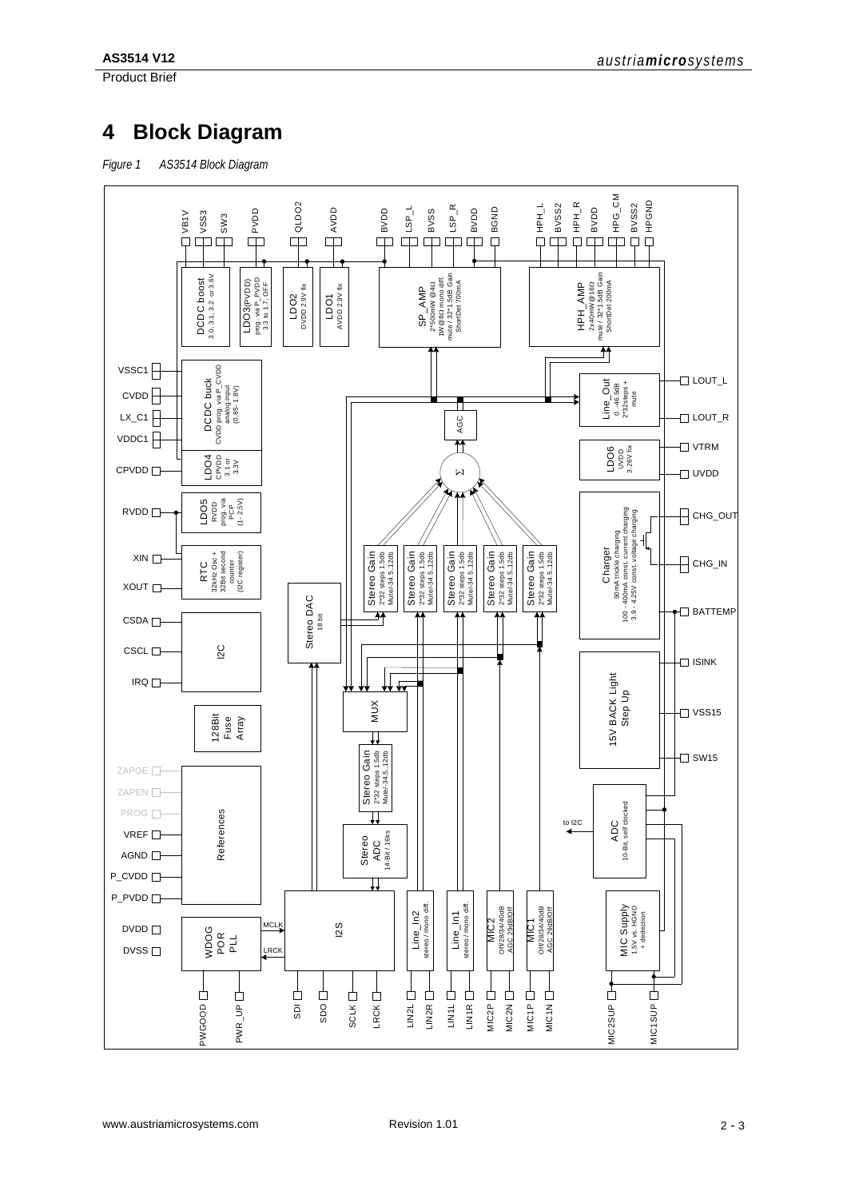# 4 Block Diagram

*Figure 1 AS3514 Block Diagram*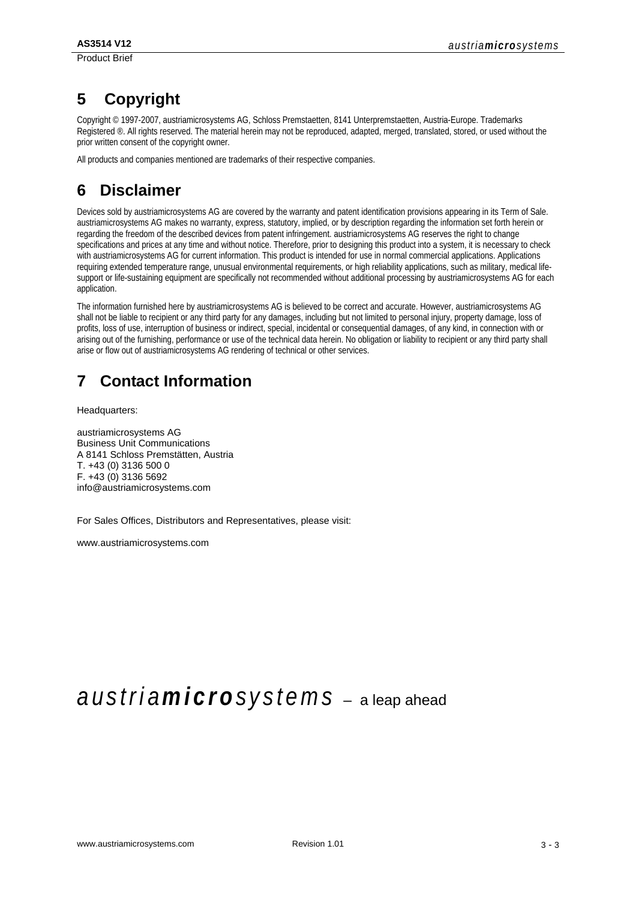## 5 Copyright

Copyright © 1997-2007, austriamicrosystems AG, Schloss Premstaetten, 8141 Unterpremstaetten, Austria-Europe. Trademarks Registered ®. All rights reserved. The material herein may not be reproduced, adapted, merged, translated, stored, or used without the prior written consent of the copyright owner.

All products and companies mentioned are trademarks of their respective companies.

## 6 Disclaimer

Devices sold by austriamicrosystems AG are covered by the warranty and patent identification provisions appearing in its Term of Sale. austriamicrosystems AG makes no warranty, express, statutory, implied, or by description regarding the information set forth herein or regarding the freedom of the described devices from patent infringement. austriamicrosystems AG reserves the right to change specifications and prices at any time and without notice. Therefore, prior to designing this product into a system, it is necessary to check with austriamicrosystems AG for current information. This product is intended for use in normal commercial applications. Applications requiring extended temperature range, unusual environmental requirements, or high reliability applications, such as military, medical life-support or life-sustaining equipment are specifically not recommended without additional processing by austriamicrosystems AG for each application.

The information furnished here by austriamicrosystems AG is believed to be correct and accurate. However, austriamicrosystems AG shall not be liable to recipient or any third party for any damages, including but not limited to personal injury, property damage, loss of profits, loss of use, interruption of business or indirect, special, incidental or consequential damages, of any kind, in connection with or arising out of the furnishing, performance or use of the technical data herein. No obligation or liability to recipient or any third party shall arise or flow out of austriamicrosystems AG rendering of technical or other services.

## 7 Contact Information

Headquarters:

austriamicrosystems AG
Business Unit Communications
A 8141 Schloss Premstätten, Austria
T. +43 (0) 3136 500 0
F. +43 (0) 3136 5692
info@austriamicrosystems.com

For Sales Offices, Distributors and Representatives, please visit:

www.austriamicrosystems.com

*austria**micro**systems* – a leap ahead